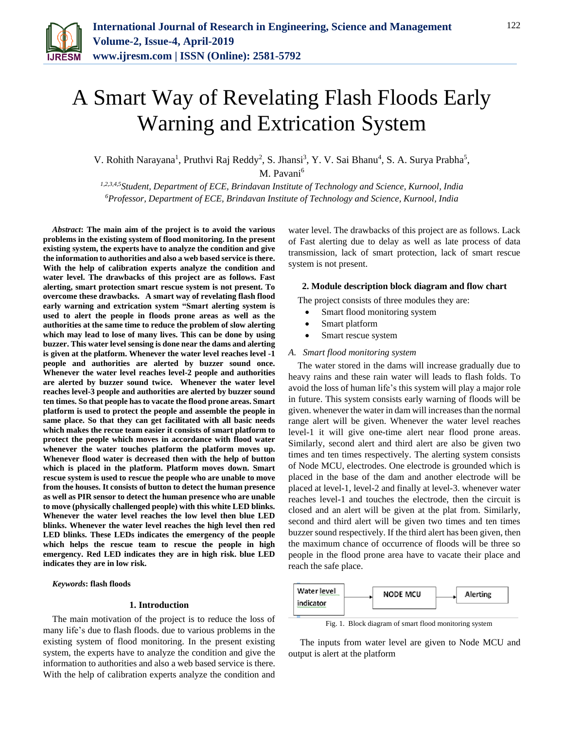# A Smart Way of Revelating Flash Floods Early Warning and Extrication System

V. Rohith Narayana[1], Pruthvi Raj Reddy[2], S. Jhansi[3], Y. V. Sai Bhanu[4], S. A. Surya Prabha[5], M. Pavani[6]

[1,2,3,4,5]*Student, Department of ECE, Brindavan Institute of Technology and Science, Kurnool, India*
[6]*Professor, Department of ECE, Brindavan Institute of Technology and Science, Kurnool, India*

***Abstract*: The main aim of the project is to avoid the various problems in the existing system of flood monitoring. In the present existing system, the experts have to analyze the condition and give the information to authorities and also a web based service is there. With the help of calibration experts analyze the condition and water level. The drawbacks of this project are as follows. Fast alerting, smart protection smart rescue system is not present. To overcome these drawbacks. A smart way of revelating flash flood early warning and extrication system "Smart alerting system is used to alert the people in floods prone areas as well as the authorities at the same time to reduce the problem of slow alerting which may lead to lose of many lives. This can be done by using buzzer. This water level sensing is done near the dams and alerting is given at the platform. Whenever the water level reaches level -1 people and authorities are alerted by buzzer sound once. Whenever the water level reaches level-2 people and authorities are alerted by buzzer sound twice. Whenever the water level reaches level-3 people and authorities are alerted by buzzer sound ten times. So that people has to vacate the flood prone areas. Smart platform is used to protect the people and assemble the people in same place. So that they can get facilitated with all basic needs which makes the recue team easier it consists of smart platform to protect the people which moves in accordance with flood water whenever the water touches platform the platform moves up. Whenever flood water is decreased then with the help of button which is placed in the platform. Platform moves down. Smart rescue system is used to rescue the people who are unable to move from the houses. It consists of button to detect the human presence as well as PIR sensor to detect the human presence who are unable to move (physically challenged people) with this white LED blinks. Whenever the water level reaches the low level then blue LED blinks. Whenever the water level reaches the high level then red LED blinks. These LEDs indicates the emergency of the people which helps the rescue team to rescue the people in high emergency. Red LED indicates they are in high risk. blue LED indicates they are in low risk.**

***Keywords*: flash floods**

## 1. Introduction

The main motivation of the project is to reduce the loss of many life's due to flash floods. due to various problems in the existing system of flood monitoring. In the present existing system, the experts have to analyze the condition and give the information to authorities and also a web based service is there. With the help of calibration experts analyze the condition and water level. The drawbacks of this project are as follows. Lack of Fast alerting due to delay as well as late process of data transmission, lack of smart protection, lack of smart rescue system is not present.

## 2. Module description block diagram and flow chart

The project consists of three modules they are:

- Smart flood monitoring system
- Smart platform
- Smart rescue system

### *A. Smart flood monitoring system*

The water stored in the dams will increase gradually due to heavy rains and these rain water will leads to flash folds. To avoid the loss of human life's this system will play a major role in future. This system consists early warning of floods will be given. whenever the water in dam will increases than the normal range alert will be given. Whenever the water level reaches level-1 it will give one-time alert near flood prone areas. Similarly, second alert and third alert are also be given two times and ten times respectively. The alerting system consists of Node MCU, electrodes. One electrode is grounded which is placed in the base of the dam and another electrode will be placed at level-1, level-2 and finally at level-3. whenever water reaches level-1 and touches the electrode, then the circuit is closed and an alert will be given at the plat from. Similarly, second and third alert will be given two times and ten times buzzer sound respectively. If the third alert has been given, then the maximum chance of occurrence of floods will be three so people in the flood prone area have to vacate their place and reach the safe place.

Water level indicator → NODE MCU → Alerting

Fig. 1. Block diagram of smart flood monitoring system

The inputs from water level are given to Node MCU and output is alert at the platform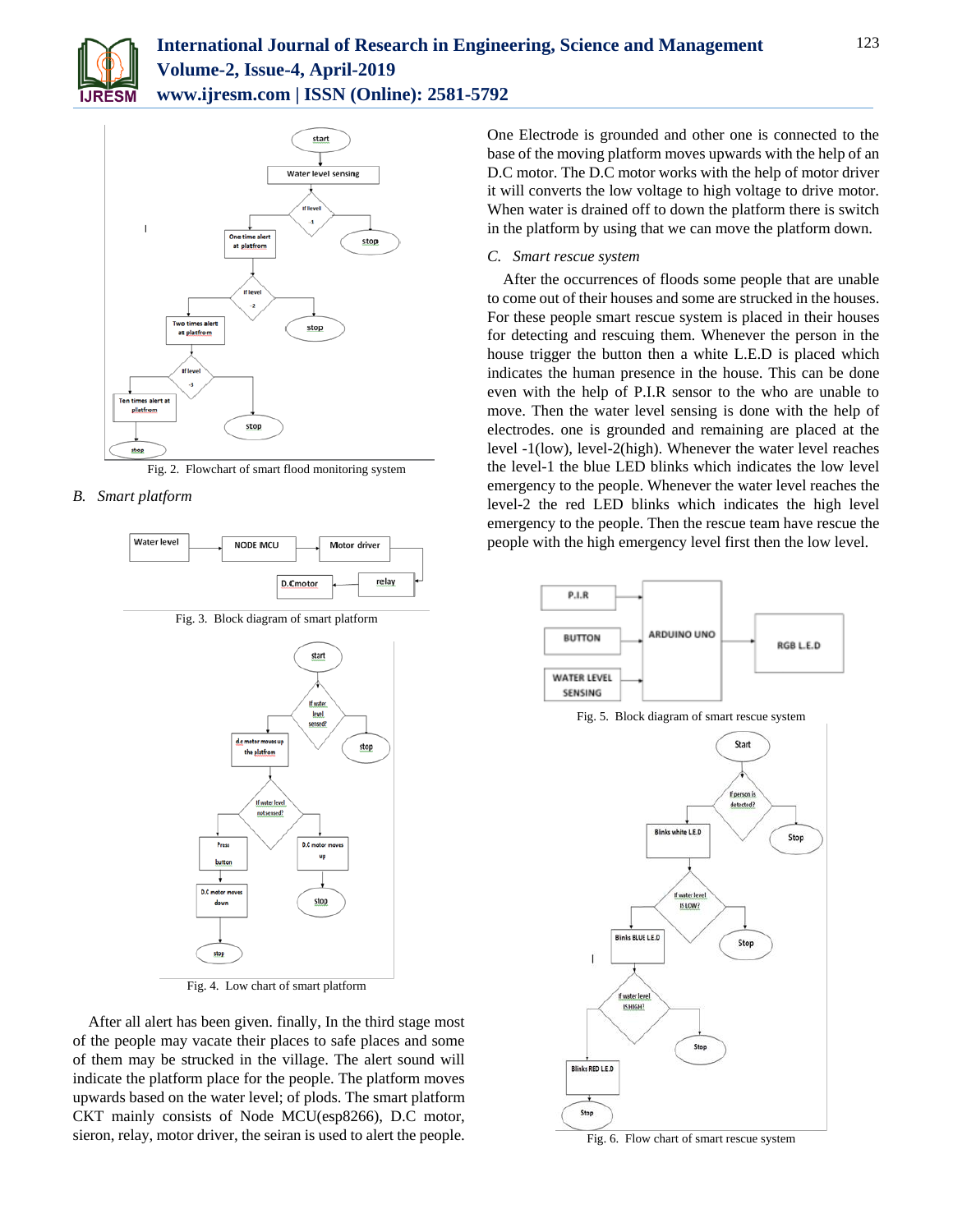Fig. 2. Flowchart of smart flood monitoring system

### B. Smart platform

Fig. 3. Block diagram of smart platform

Fig. 4. Low chart of smart platform

After all alert has been given. finally, In the third stage most of the people may vacate their places to safe places and some of them may be strucked in the village. The alert sound will indicate the platform place for the people. The platform moves upwards based on the water level; of plods. The smart platform CKT mainly consists of Node MCU(esp8266), D.C motor, sieron, relay, motor driver, the seiran is used to alert the people. One Electrode is grounded and other one is connected to the base of the moving platform moves upwards with the help of an D.C motor. The D.C motor works with the help of motor driver it will converts the low voltage to high voltage to drive motor. When water is drained off to down the platform there is switch in the platform by using that we can move the platform down.

### C. Smart rescue system

After the occurrences of floods some people that are unable to come out of their houses and some are strucked in the houses. For these people smart rescue system is placed in their houses for detecting and rescuing them. Whenever the person in the house trigger the button then a white L.E.D is placed which indicates the human presence in the house. This can be done even with the help of P.I.R sensor to the who are unable to move. Then the water level sensing is done with the help of electrodes. one is grounded and remaining are placed at the level -1(low), level-2(high). Whenever the water level reaches the level-1 the blue LED blinks which indicates the low level emergency to the people. Whenever the water level reaches the level-2 the red LED blinks which indicates the high level emergency to the people. Then the rescue team have rescue the people with the high emergency level first then the low level.

Fig. 5. Block diagram of smart rescue system

Fig. 6. Flow chart of smart rescue system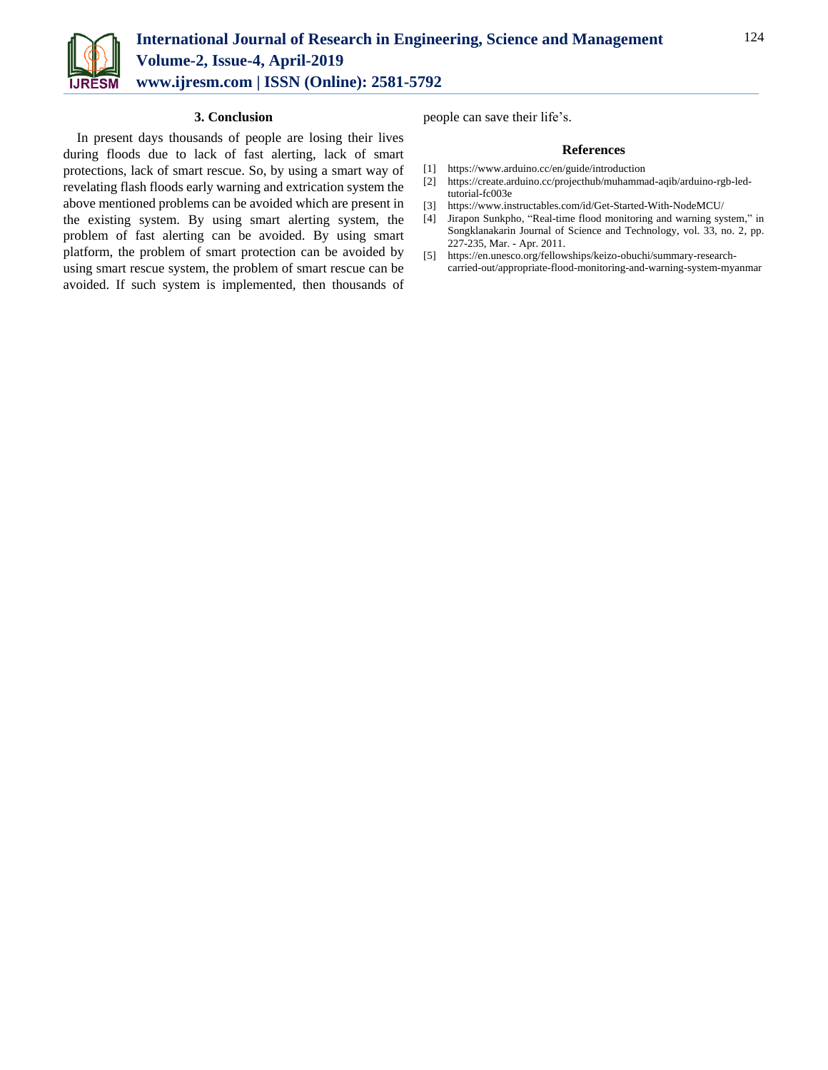## 3. Conclusion

In present days thousands of people are losing their lives during floods due to lack of fast alerting, lack of smart protections, lack of smart rescue. So, by using a smart way of revelating flash floods early warning and extrication system the above mentioned problems can be avoided which are present in the existing system. By using smart alerting system, the problem of fast alerting can be avoided. By using smart platform, the problem of smart protection can be avoided by using smart rescue system, the problem of smart rescue can be avoided. If such system is implemented, then thousands of people can save their life's.

## References

[1] https://www.arduino.cc/en/guide/introduction
[2] https://create.arduino.cc/projecthub/muhammad-aqib/arduino-rgb-led-tutorial-fc003e
[3] https://www.instructables.com/id/Get-Started-With-NodeMCU/
[4] Jirapon Sunkpho, "Real-time flood monitoring and warning system," in Songklanakarin Journal of Science and Technology, vol. 33, no. 2, pp. 227-235, Mar. - Apr. 2011.
[5] https://en.unesco.org/fellowships/keizo-obuchi/summary-research-carried-out/appropriate-flood-monitoring-and-warning-system-myanmar